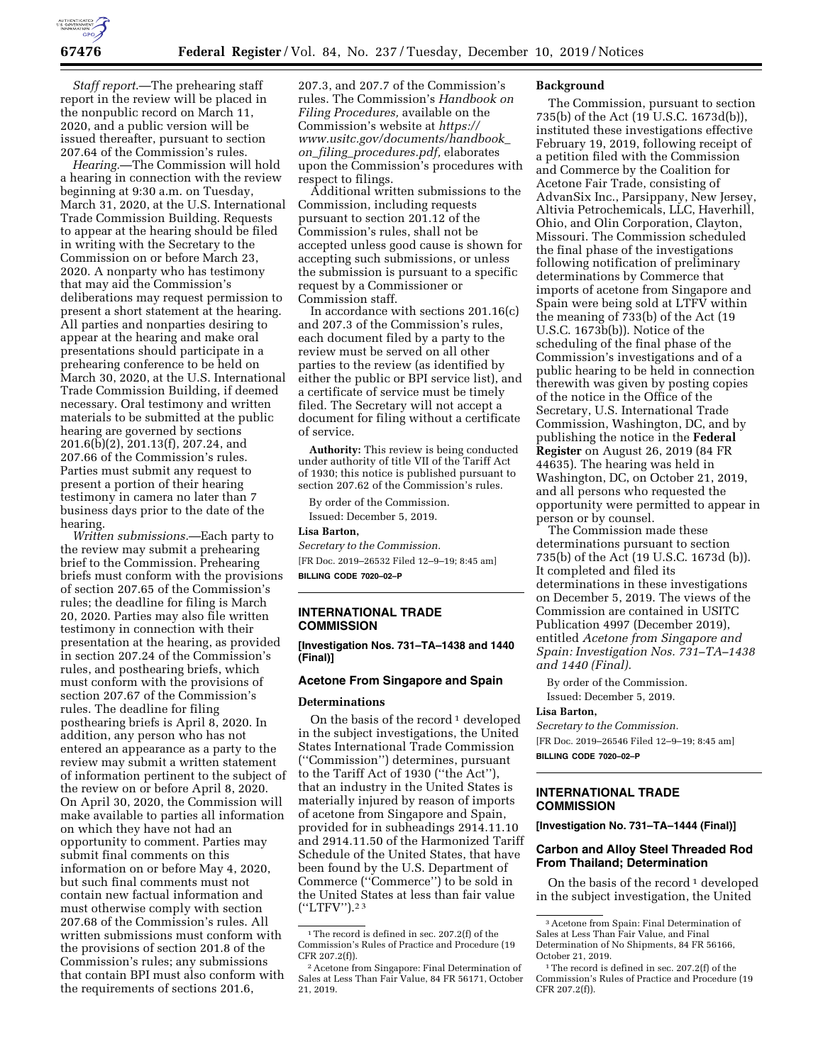*Staff report.*—The prehearing staff report in the review will be placed in the nonpublic record on March 11, 2020, and a public version will be issued thereafter, pursuant to section 207.64 of the Commission's rules.

*Hearing.*—The Commission will hold a hearing in connection with the review beginning at 9:30 a.m. on Tuesday, March 31, 2020, at the U.S. International Trade Commission Building. Requests to appear at the hearing should be filed in writing with the Secretary to the Commission on or before March 23, 2020. A nonparty who has testimony that may aid the Commission's deliberations may request permission to present a short statement at the hearing. All parties and nonparties desiring to appear at the hearing and make oral presentations should participate in a prehearing conference to be held on March 30, 2020, at the U.S. International Trade Commission Building, if deemed necessary. Oral testimony and written materials to be submitted at the public hearing are governed by sections 201.6(b)(2), 201.13(f), 207.24, and 207.66 of the Commission's rules. Parties must submit any request to present a portion of their hearing testimony in camera no later than 7 business days prior to the date of the hearing.

*Written submissions.*—Each party to the review may submit a prehearing brief to the Commission. Prehearing briefs must conform with the provisions of section 207.65 of the Commission's rules; the deadline for filing is March 20, 2020. Parties may also file written testimony in connection with their presentation at the hearing, as provided in section 207.24 of the Commission's rules, and posthearing briefs, which must conform with the provisions of section 207.67 of the Commission's rules. The deadline for filing posthearing briefs is April 8, 2020. In addition, any person who has not entered an appearance as a party to the review may submit a written statement of information pertinent to the subject of the review on or before April 8, 2020. On April 30, 2020, the Commission will make available to parties all information on which they have not had an opportunity to comment. Parties may submit final comments on this information on or before May 4, 2020, but such final comments must not contain new factual information and must otherwise comply with section 207.68 of the Commission's rules. All written submissions must conform with the provisions of section 201.8 of the Commission's rules; any submissions that contain BPI must also conform with the requirements of sections 201.6, 207.3, and 207.7 of the Commission's rules. The Commission's *Handbook on Filing Procedures,* available on the Commission's website at *https://www.usitc.gov/documents/handbook_on_filing_procedures.pdf,* elaborates upon the Commission's procedures with respect to filings.

Additional written submissions to the Commission, including requests pursuant to section 201.12 of the Commission's rules, shall not be accepted unless good cause is shown for accepting such submissions, or unless the submission is pursuant to a specific request by a Commissioner or Commission staff.

In accordance with sections 201.16(c) and 207.3 of the Commission's rules, each document filed by a party to the review must be served on all other parties to the review (as identified by either the public or BPI service list), and a certificate of service must be timely filed. The Secretary will not accept a document for filing without a certificate of service.

**Authority:** This review is being conducted under authority of title VII of the Tariff Act of 1930; this notice is published pursuant to section 207.62 of the Commission's rules.

By order of the Commission.

Issued: December 5, 2019.

**Lisa Barton,**

*Secretary to the Commission.*

[FR Doc. 2019–26532 Filed 12–9–19; 8:45 am]

**BILLING CODE 7020–02–P**

## INTERNATIONAL TRADE COMMISSION

**[Investigation Nos. 731–TA–1438 and 1440 (Final)]**

### Acetone From Singapore and Spain

#### Determinations

On the basis of the record [1] developed in the subject investigations, the United States International Trade Commission (''Commission'') determines, pursuant to the Tariff Act of 1930 (''the Act''), that an industry in the United States is materially injured by reason of imports of acetone from Singapore and Spain, provided for in subheadings 2914.11.10 and 2914.11.50 of the Harmonized Tariff Schedule of the United States, that have been found by the U.S. Department of Commerce (''Commerce'') to be sold in the United States at less than fair value (''LTFV'').[2] [3]

#### Background

The Commission, pursuant to section 735(b) of the Act (19 U.S.C. 1673d(b)), instituted these investigations effective February 19, 2019, following receipt of a petition filed with the Commission and Commerce by the Coalition for Acetone Fair Trade, consisting of AdvanSix Inc., Parsippany, New Jersey, Altivia Petrochemicals, LLC, Haverhill, Ohio, and Olin Corporation, Clayton, Missouri. The Commission scheduled the final phase of the investigations following notification of preliminary determinations by Commerce that imports of acetone from Singapore and Spain were being sold at LTFV within the meaning of 733(b) of the Act (19 U.S.C. 1673b(b)). Notice of the scheduling of the final phase of the Commission's investigations and of a public hearing to be held in connection therewith was given by posting copies of the notice in the Office of the Secretary, U.S. International Trade Commission, Washington, DC, and by publishing the notice in the **Federal Register** on August 26, 2019 (84 FR 44635). The hearing was held in Washington, DC, on October 21, 2019, and all persons who requested the opportunity were permitted to appear in person or by counsel.

The Commission made these determinations pursuant to section 735(b) of the Act (19 U.S.C. 1673d (b)). It completed and filed its determinations in these investigations on December 5, 2019. The views of the Commission are contained in USITC Publication 4997 (December 2019), entitled *Acetone from Singapore and Spain: Investigation Nos. 731–TA–1438 and 1440 (Final).*

By order of the Commission.

Issued: December 5, 2019.

**Lisa Barton,**

*Secretary to the Commission.*

[FR Doc. 2019–26546 Filed 12–9–19; 8:45 am]

**BILLING CODE 7020–02–P**

[1] The record is defined in sec. 207.2(f) of the Commission's Rules of Practice and Procedure (19 CFR 207.2(f)).

[2] Acetone from Singapore: Final Determination of Sales at Less Than Fair Value, 84 FR 56171, October 21, 2019.

[3] Acetone from Spain: Final Determination of Sales at Less Than Fair Value, and Final Determination of No Shipments, 84 FR 56166, October 21, 2019.

## INTERNATIONAL TRADE COMMISSION

**[Investigation No. 731–TA–1444 (Final)]**

### Carbon and Alloy Steel Threaded Rod From Thailand; Determination

On the basis of the record [1] developed in the subject investigation, the United

[1] The record is defined in sec. 207.2(f) of the Commission's Rules of Practice and Procedure (19 CFR 207.2(f)).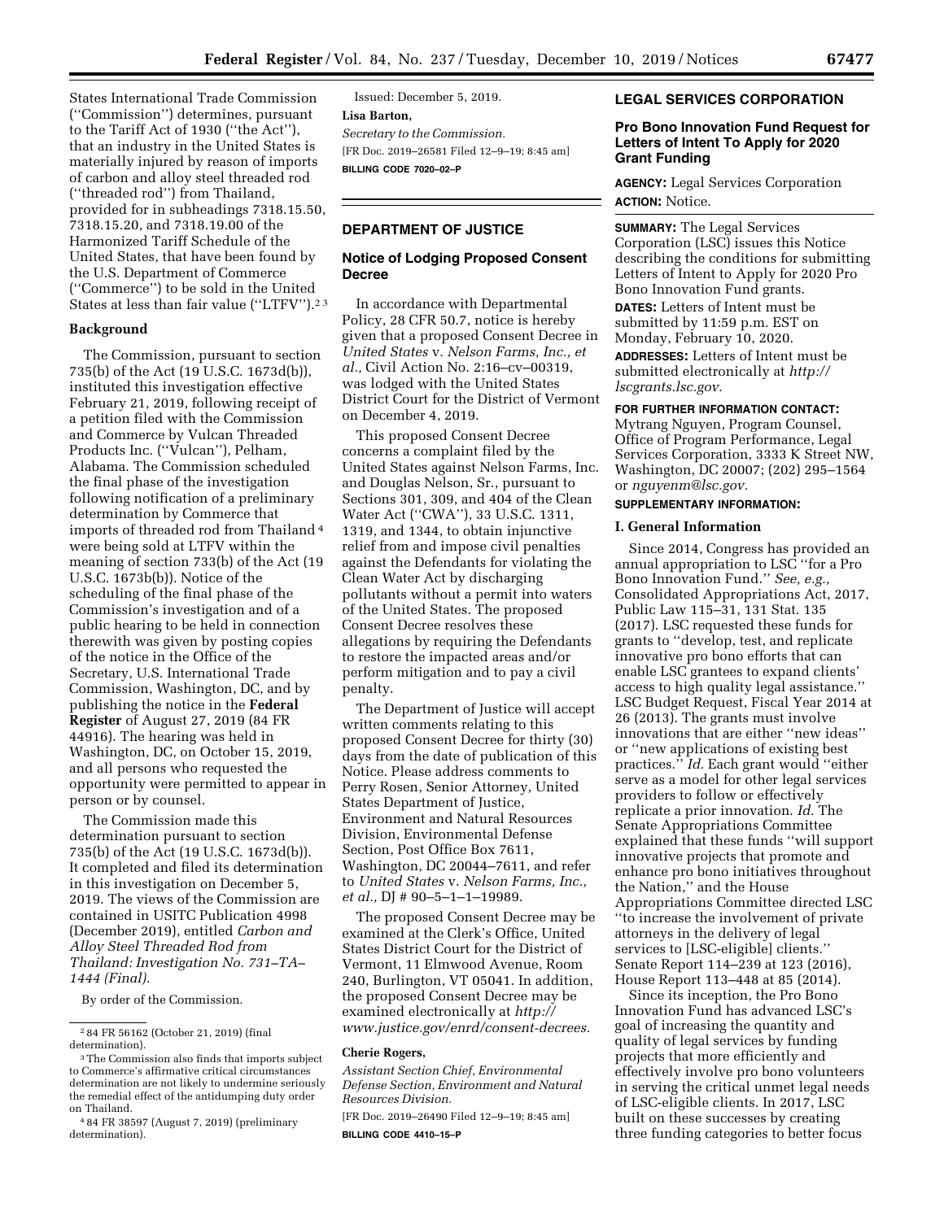States International Trade Commission (''Commission'') determines, pursuant to the Tariff Act of 1930 (''the Act''), that an industry in the United States is materially injured by reason of imports of carbon and alloy steel threaded rod (''threaded rod'') from Thailand, provided for in subheadings 7318.15.50, 7318.15.20, and 7318.19.00 of the Harmonized Tariff Schedule of the United States, that have been found by the U.S. Department of Commerce (''Commerce'') to be sold in the United States at less than fair value (''LTFV'').[2] [3]

### Background

The Commission, pursuant to section 735(b) of the Act (19 U.S.C. 1673d(b)), instituted this investigation effective February 21, 2019, following receipt of a petition filed with the Commission and Commerce by Vulcan Threaded Products Inc. (''Vulcan''), Pelham, Alabama. The Commission scheduled the final phase of the investigation following notification of a preliminary determination by Commerce that imports of threaded rod from Thailand [4] were being sold at LTFV within the meaning of section 733(b) of the Act (19 U.S.C. 1673b(b)). Notice of the scheduling of the final phase of the Commission's investigation and of a public hearing to be held in connection therewith was given by posting copies of the notice in the Office of the Secretary, U.S. International Trade Commission, Washington, DC, and by publishing the notice in the **Federal Register** of August 27, 2019 (84 FR 44916). The hearing was held in Washington, DC, on October 15, 2019, and all persons who requested the opportunity were permitted to appear in person or by counsel.

The Commission made this determination pursuant to section 735(b) of the Act (19 U.S.C. 1673d(b)). It completed and filed its determination in this investigation on December 5, 2019. The views of the Commission are contained in USITC Publication 4998 (December 2019), entitled *Carbon and Alloy Steel Threaded Rod from Thailand: Investigation No. 731–TA–1444 (Final).*

By order of the Commission.

[2] 84 FR 56162 (October 21, 2019) (final determination).

[3] The Commission also finds that imports subject to Commerce's affirmative critical circumstances determination are not likely to undermine seriously the remedial effect of the antidumping duty order on Thailand.

[4] 84 FR 38597 (August 7, 2019) (preliminary determination).

Issued: December 5, 2019.

**Lisa Barton,**

*Secretary to the Commission.*

[FR Doc. 2019–26581 Filed 12–9–19; 8:45 am]

**BILLING CODE 7020–02–P**

---

## DEPARTMENT OF JUSTICE

### Notice of Lodging Proposed Consent Decree

In accordance with Departmental Policy, 28 CFR 50.7, notice is hereby given that a proposed Consent Decree in *United States* v. *Nelson Farms, Inc., et al.,* Civil Action No. 2:16–cv–00319, was lodged with the United States District Court for the District of Vermont on December 4, 2019.

This proposed Consent Decree concerns a complaint filed by the United States against Nelson Farms, Inc. and Douglas Nelson, Sr., pursuant to Sections 301, 309, and 404 of the Clean Water Act (''CWA''), 33 U.S.C. 1311, 1319, and 1344, to obtain injunctive relief from and impose civil penalties against the Defendants for violating the Clean Water Act by discharging pollutants without a permit into waters of the United States. The proposed Consent Decree resolves these allegations by requiring the Defendants to restore the impacted areas and/or perform mitigation and to pay a civil penalty.

The Department of Justice will accept written comments relating to this proposed Consent Decree for thirty (30) days from the date of publication of this Notice. Please address comments to Perry Rosen, Senior Attorney, United States Department of Justice, Environment and Natural Resources Division, Environmental Defense Section, Post Office Box 7611, Washington, DC 20044–7611, and refer to *United States* v. *Nelson Farms, Inc., et al.,* DJ # 90–5–1–1–19989.

The proposed Consent Decree may be examined at the Clerk's Office, United States District Court for the District of Vermont, 11 Elmwood Avenue, Room 240, Burlington, VT 05041. In addition, the proposed Consent Decree may be examined electronically at *http://www.justice.gov/enrd/consent-decrees.*

**Cherie Rogers,**

*Assistant Section Chief, Environmental Defense Section, Environment and Natural Resources Division.*

[FR Doc. 2019–26490 Filed 12–9–19; 8:45 am]

**BILLING CODE 4410–15–P**

---

## LEGAL SERVICES CORPORATION

### Pro Bono Innovation Fund Request for Letters of Intent To Apply for 2020 Grant Funding

**AGENCY:** Legal Services Corporation

**ACTION:** Notice.

**SUMMARY:** The Legal Services Corporation (LSC) issues this Notice describing the conditions for submitting Letters of Intent to Apply for 2020 Pro Bono Innovation Fund grants.

**DATES:** Letters of Intent must be submitted by 11:59 p.m. EST on Monday, February 10, 2020.

**ADDRESSES:** Letters of Intent must be submitted electronically at *http://lscgrants.lsc.gov.*

**FOR FURTHER INFORMATION CONTACT:** Mytrang Nguyen, Program Counsel, Office of Program Performance, Legal Services Corporation, 3333 K Street NW, Washington, DC 20007; (202) 295–1564 or *nguyenm@lsc.gov.*

**SUPPLEMENTARY INFORMATION:**

### I. General Information

Since 2014, Congress has provided an annual appropriation to LSC ''for a Pro Bono Innovation Fund.'' *See, e.g.,* Consolidated Appropriations Act, 2017, Public Law 115–31, 131 Stat. 135 (2017). LSC requested these funds for grants to ''develop, test, and replicate innovative pro bono efforts that can enable LSC grantees to expand clients' access to high quality legal assistance.'' LSC Budget Request, Fiscal Year 2014 at 26 (2013). The grants must involve innovations that are either ''new ideas'' or ''new applications of existing best practices.'' *Id.* Each grant would ''either serve as a model for other legal services providers to follow or effectively replicate a prior innovation. *Id.* The Senate Appropriations Committee explained that these funds ''will support innovative projects that promote and enhance pro bono initiatives throughout the Nation,'' and the House Appropriations Committee directed LSC ''to increase the involvement of private attorneys in the delivery of legal services to [LSC-eligible] clients.'' Senate Report 114–239 at 123 (2016), House Report 113–448 at 85 (2014).

Since its inception, the Pro Bono Innovation Fund has advanced LSC's goal of increasing the quantity and quality of legal services by funding projects that more efficiently and effectively involve pro bono volunteers in serving the critical unmet legal needs of LSC-eligible clients. In 2017, LSC built on these successes by creating three funding categories to better focus